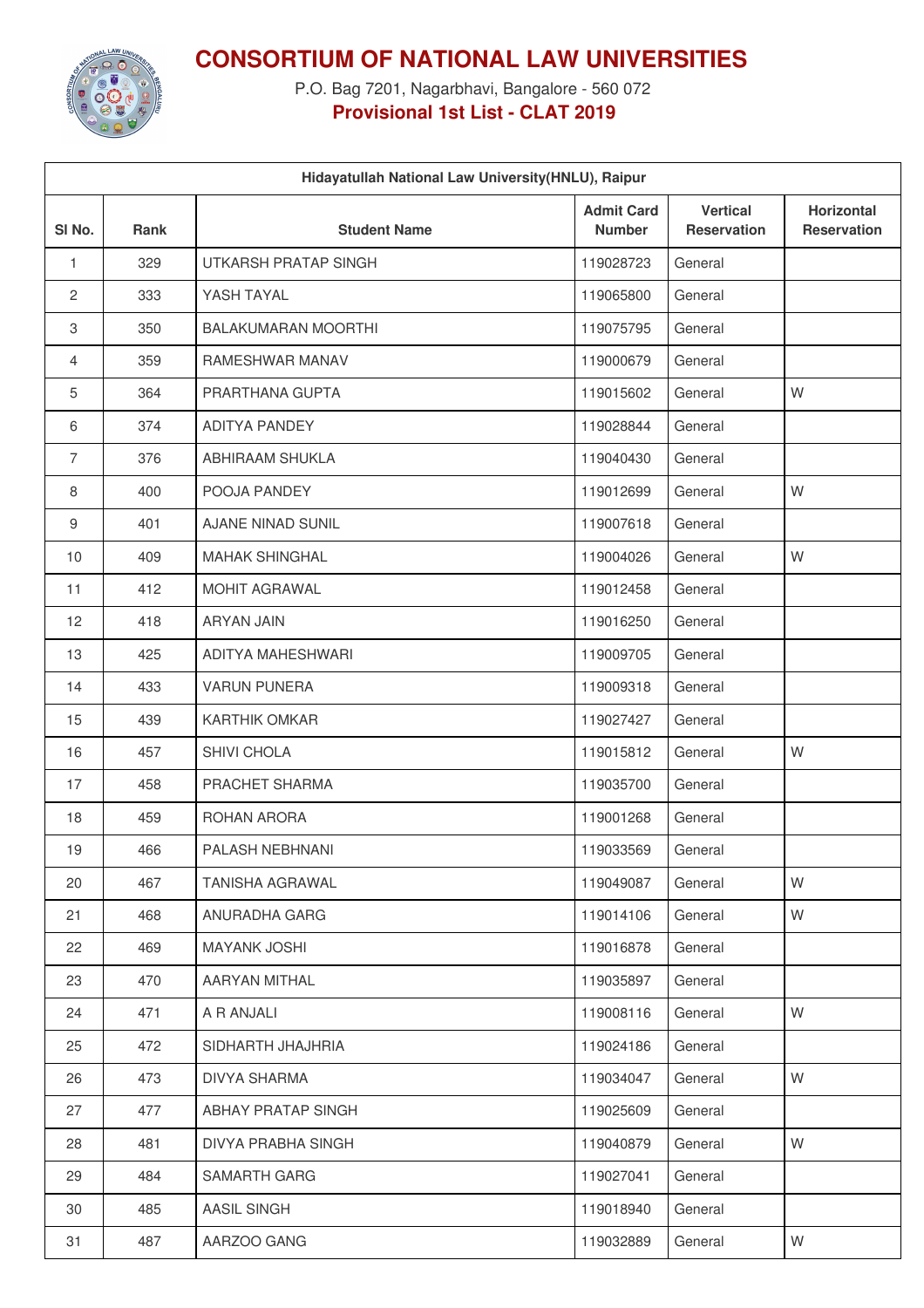# CONSORTIUM OF NATIONAL LAW UNIVERSITIES

P.O. Bag 7201, Nagarbhavi, Bangalore - 560 072

**Provisional 1st List - CLAT 2019**

| Hidayatullah National Law University(HNLU), Raipur | | | | | |
|---|---|---|---|---|---|
| Sl No. | Rank | Student Name | Admit Card Number | Vertical Reservation | Horizontal Reservation |
| 1 | 329 | UTKARSH PRATAP SINGH | 119028723 | General | |
| 2 | 333 | YASH TAYAL | 119065800 | General | |
| 3 | 350 | BALAKUMARAN MOORTHI | 119075795 | General | |
| 4 | 359 | RAMESHWAR MANAV | 119000679 | General | |
| 5 | 364 | PRARTHANA GUPTA | 119015602 | General | W |
| 6 | 374 | ADITYA PANDEY | 119028844 | General | |
| 7 | 376 | ABHIRAAM SHUKLA | 119040430 | General | |
| 8 | 400 | POOJA PANDEY | 119012699 | General | W |
| 9 | 401 | AJANE NINAD SUNIL | 119007618 | General | |
| 10 | 409 | MAHAK SHINGHAL | 119004026 | General | W |
| 11 | 412 | MOHIT AGRAWAL | 119012458 | General | |
| 12 | 418 | ARYAN JAIN | 119016250 | General | |
| 13 | 425 | ADITYA MAHESHWARI | 119009705 | General | |
| 14 | 433 | VARUN PUNERA | 119009318 | General | |
| 15 | 439 | KARTHIK OMKAR | 119027427 | General | |
| 16 | 457 | SHIVI CHOLA | 119015812 | General | W |
| 17 | 458 | PRACHET SHARMA | 119035700 | General | |
| 18 | 459 | ROHAN ARORA | 119001268 | General | |
| 19 | 466 | PALASH NEBHNANI | 119033569 | General | |
| 20 | 467 | TANISHA AGRAWAL | 119049087 | General | W |
| 21 | 468 | ANURADHA GARG | 119014106 | General | W |
| 22 | 469 | MAYANK JOSHI | 119016878 | General | |
| 23 | 470 | AARYAN MITHAL | 119035897 | General | |
| 24 | 471 | A R ANJALI | 119008116 | General | W |
| 25 | 472 | SIDHARTH JHAJHRIA | 119024186 | General | |
| 26 | 473 | DIVYA SHARMA | 119034047 | General | W |
| 27 | 477 | ABHAY PRATAP SINGH | 119025609 | General | |
| 28 | 481 | DIVYA PRABHA SINGH | 119040879 | General | W |
| 29 | 484 | SAMARTH GARG | 119027041 | General | |
| 30 | 485 | AASIL SINGH | 119018940 | General | |
| 31 | 487 | AARZOO GANG | 119032889 | General | W |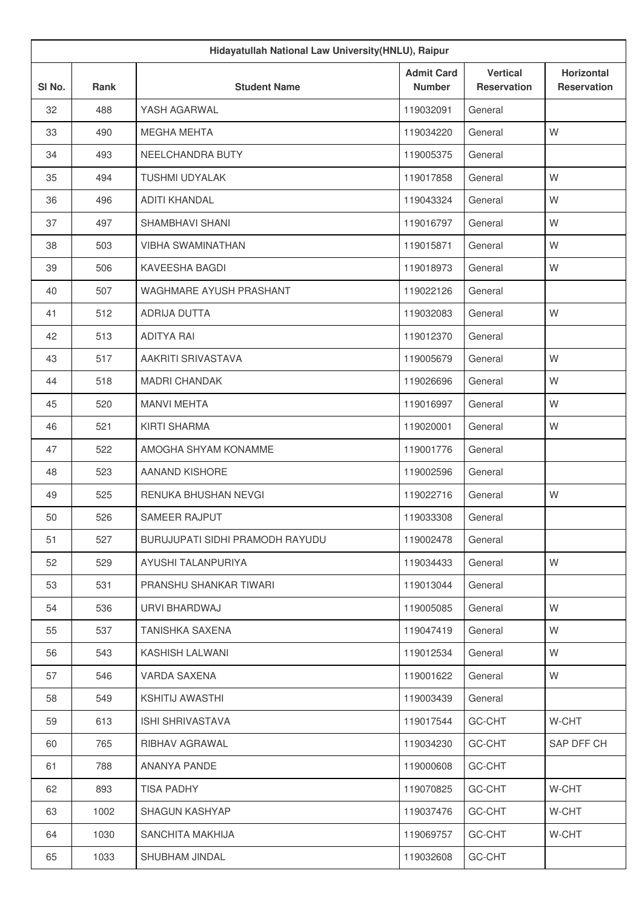| Hidayatullah National Law University(HNLU), Raipur | | | | | |
|---|---|---|---|---|---|
| Sl No. | Rank | Student Name | Admit Card Number | Vertical Reservation | Horizontal Reservation |
| 32 | 488 | YASH AGARWAL | 119032091 | General | |
| 33 | 490 | MEGHA MEHTA | 119034220 | General | W |
| 34 | 493 | NEELCHANDRA BUTY | 119005375 | General | |
| 35 | 494 | TUSHMI UDYALAK | 119017858 | General | W |
| 36 | 496 | ADITI KHANDAL | 119043324 | General | W |
| 37 | 497 | SHAMBHAVI SHANI | 119016797 | General | W |
| 38 | 503 | VIBHA SWAMINATHAN | 119015871 | General | W |
| 39 | 506 | KAVEESHA BAGDI | 119018973 | General | W |
| 40 | 507 | WAGHMARE AYUSH PRASHANT | 119022126 | General | |
| 41 | 512 | ADRIJA DUTTA | 119032083 | General | W |
| 42 | 513 | ADITYA RAI | 119012370 | General | |
| 43 | 517 | AAKRITI SRIVASTAVA | 119005679 | General | W |
| 44 | 518 | MADRI CHANDAK | 119026696 | General | W |
| 45 | 520 | MANVI MEHTA | 119016997 | General | W |
| 46 | 521 | KIRTI SHARMA | 119020001 | General | W |
| 47 | 522 | AMOGHA SHYAM KONAMME | 119001776 | General | |
| 48 | 523 | AANAND KISHORE | 119002596 | General | |
| 49 | 525 | RENUKA BHUSHAN NEVGI | 119022716 | General | W |
| 50 | 526 | SAMEER RAJPUT | 119033308 | General | |
| 51 | 527 | BURUJUPATI SIDHI PRAMODH RAYUDU | 119002478 | General | |
| 52 | 529 | AYUSHI TALANPURIYA | 119034433 | General | W |
| 53 | 531 | PRANSHU SHANKAR TIWARI | 119013044 | General | |
| 54 | 536 | URVI BHARDWAJ | 119005085 | General | W |
| 55 | 537 | TANISHKA SAXENA | 119047419 | General | W |
| 56 | 543 | KASHISH LALWANI | 119012534 | General | W |
| 57 | 546 | VARDA SAXENA | 119001622 | General | W |
| 58 | 549 | KSHITIJ AWASTHI | 119003439 | General | |
| 59 | 613 | ISHI SHRIVASTAVA | 119017544 | GC-CHT | W-CHT |
| 60 | 765 | RIBHAV AGRAWAL | 119034230 | GC-CHT | SAP DFF CH |
| 61 | 788 | ANANYA PANDE | 119000608 | GC-CHT | |
| 62 | 893 | TISA PADHY | 119070825 | GC-CHT | W-CHT |
| 63 | 1002 | SHAGUN KASHYAP | 119037476 | GC-CHT | W-CHT |
| 64 | 1030 | SANCHITA MAKHIJA | 119069757 | GC-CHT | W-CHT |
| 65 | 1033 | SHUBHAM JINDAL | 119032608 | GC-CHT | |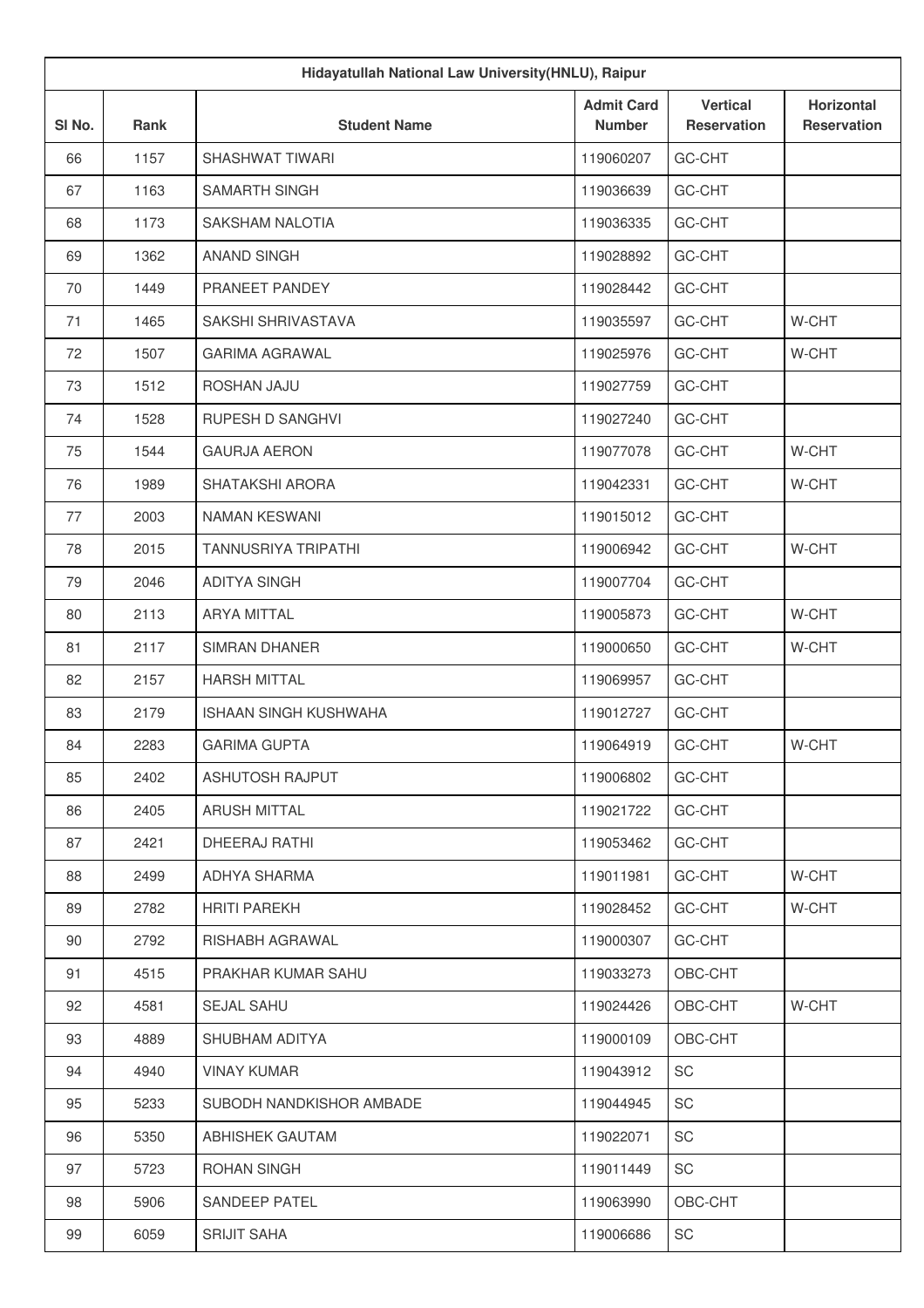| Hidayatullah National Law University(HNLU), Raipur | | | | | |
|---|---|---|---|---|---|
| Sl No. | Rank | Student Name | Admit Card Number | Vertical Reservation | Horizontal Reservation |
| 66 | 1157 | SHASHWAT TIWARI | 119060207 | GC-CHT | |
| 67 | 1163 | SAMARTH SINGH | 119036639 | GC-CHT | |
| 68 | 1173 | SAKSHAM NALOTIA | 119036335 | GC-CHT | |
| 69 | 1362 | ANAND SINGH | 119028892 | GC-CHT | |
| 70 | 1449 | PRANEET PANDEY | 119028442 | GC-CHT | |
| 71 | 1465 | SAKSHI SHRIVASTAVA | 119035597 | GC-CHT | W-CHT |
| 72 | 1507 | GARIMA AGRAWAL | 119025976 | GC-CHT | W-CHT |
| 73 | 1512 | ROSHAN JAJU | 119027759 | GC-CHT | |
| 74 | 1528 | RUPESH D SANGHVI | 119027240 | GC-CHT | |
| 75 | 1544 | GAURJA AERON | 119077078 | GC-CHT | W-CHT |
| 76 | 1989 | SHATAKSHI ARORA | 119042331 | GC-CHT | W-CHT |
| 77 | 2003 | NAMAN KESWANI | 119015012 | GC-CHT | |
| 78 | 2015 | TANNUSRIYA TRIPATHI | 119006942 | GC-CHT | W-CHT |
| 79 | 2046 | ADITYA SINGH | 119007704 | GC-CHT | |
| 80 | 2113 | ARYA MITTAL | 119005873 | GC-CHT | W-CHT |
| 81 | 2117 | SIMRAN DHANER | 119000650 | GC-CHT | W-CHT |
| 82 | 2157 | HARSH MITTAL | 119069957 | GC-CHT | |
| 83 | 2179 | ISHAAN SINGH KUSHWAHA | 119012727 | GC-CHT | |
| 84 | 2283 | GARIMA GUPTA | 119064919 | GC-CHT | W-CHT |
| 85 | 2402 | ASHUTOSH RAJPUT | 119006802 | GC-CHT | |
| 86 | 2405 | ARUSH MITTAL | 119021722 | GC-CHT | |
| 87 | 2421 | DHEERAJ RATHI | 119053462 | GC-CHT | |
| 88 | 2499 | ADHYA SHARMA | 119011981 | GC-CHT | W-CHT |
| 89 | 2782 | HRITI PAREKH | 119028452 | GC-CHT | W-CHT |
| 90 | 2792 | RISHABH AGRAWAL | 119000307 | GC-CHT | |
| 91 | 4515 | PRAKHAR KUMAR SAHU | 119033273 | OBC-CHT | |
| 92 | 4581 | SEJAL SAHU | 119024426 | OBC-CHT | W-CHT |
| 93 | 4889 | SHUBHAM ADITYA | 119000109 | OBC-CHT | |
| 94 | 4940 | VINAY KUMAR | 119043912 | SC | |
| 95 | 5233 | SUBODH NANDKISHOR AMBADE | 119044945 | SC | |
| 96 | 5350 | ABHISHEK GAUTAM | 119022071 | SC | |
| 97 | 5723 | ROHAN SINGH | 119011449 | SC | |
| 98 | 5906 | SANDEEP PATEL | 119063990 | OBC-CHT | |
| 99 | 6059 | SRIJIT SAHA | 119006686 | SC | |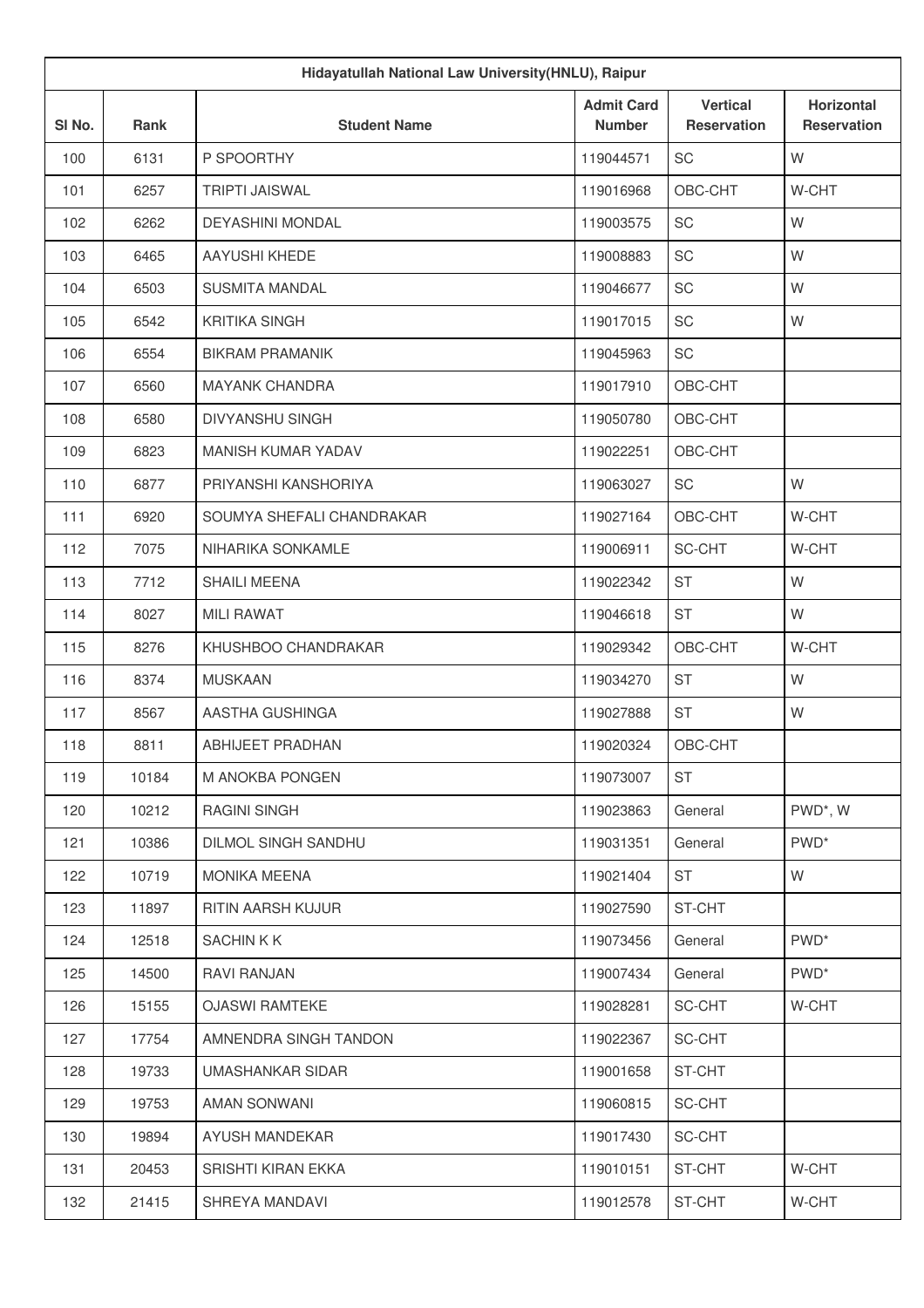| Hidayatullah National Law University(HNLU), Raipur | | | | | |
|---|---|---|---|---|---|
| Sl No. | Rank | Student Name | Admit Card Number | Vertical Reservation | Horizontal Reservation |
| 100 | 6131 | P SPOORTHY | 119044571 | SC | W |
| 101 | 6257 | TRIPTI JAISWAL | 119016968 | OBC-CHT | W-CHT |
| 102 | 6262 | DEYASHINI MONDAL | 119003575 | SC | W |
| 103 | 6465 | AAYUSHI KHEDE | 119008883 | SC | W |
| 104 | 6503 | SUSMITA MANDAL | 119046677 | SC | W |
| 105 | 6542 | KRITIKA SINGH | 119017015 | SC | W |
| 106 | 6554 | BIKRAM PRAMANIK | 119045963 | SC | |
| 107 | 6560 | MAYANK CHANDRA | 119017910 | OBC-CHT | |
| 108 | 6580 | DIVYANSHU SINGH | 119050780 | OBC-CHT | |
| 109 | 6823 | MANISH KUMAR YADAV | 119022251 | OBC-CHT | |
| 110 | 6877 | PRIYANSHI KANSHORIYA | 119063027 | SC | W |
| 111 | 6920 | SOUMYA SHEFALI CHANDRAKAR | 119027164 | OBC-CHT | W-CHT |
| 112 | 7075 | NIHARIKA SONKAMLE | 119006911 | SC-CHT | W-CHT |
| 113 | 7712 | SHAILI MEENA | 119022342 | ST | W |
| 114 | 8027 | MILI RAWAT | 119046618 | ST | W |
| 115 | 8276 | KHUSHBOO CHANDRAKAR | 119029342 | OBC-CHT | W-CHT |
| 116 | 8374 | MUSKAAN | 119034270 | ST | W |
| 117 | 8567 | AASTHA GUSHINGA | 119027888 | ST | W |
| 118 | 8811 | ABHIJEET PRADHAN | 119020324 | OBC-CHT | |
| 119 | 10184 | M ANOKBA PONGEN | 119073007 | ST | |
| 120 | 10212 | RAGINI SINGH | 119023863 | General | PWD*, W |
| 121 | 10386 | DILMOL SINGH SANDHU | 119031351 | General | PWD* |
| 122 | 10719 | MONIKA MEENA | 119021404 | ST | W |
| 123 | 11897 | RITIN AARSH KUJUR | 119027590 | ST-CHT | |
| 124 | 12518 | SACHIN K K | 119073456 | General | PWD* |
| 125 | 14500 | RAVI RANJAN | 119007434 | General | PWD* |
| 126 | 15155 | OJASWI RAMTEKE | 119028281 | SC-CHT | W-CHT |
| 127 | 17754 | AMNENDRA SINGH TANDON | 119022367 | SC-CHT | |
| 128 | 19733 | UMASHANKAR SIDAR | 119001658 | ST-CHT | |
| 129 | 19753 | AMAN SONWANI | 119060815 | SC-CHT | |
| 130 | 19894 | AYUSH MANDEKAR | 119017430 | SC-CHT | |
| 131 | 20453 | SRISHTI KIRAN EKKA | 119010151 | ST-CHT | W-CHT |
| 132 | 21415 | SHREYA MANDAVI | 119012578 | ST-CHT | W-CHT |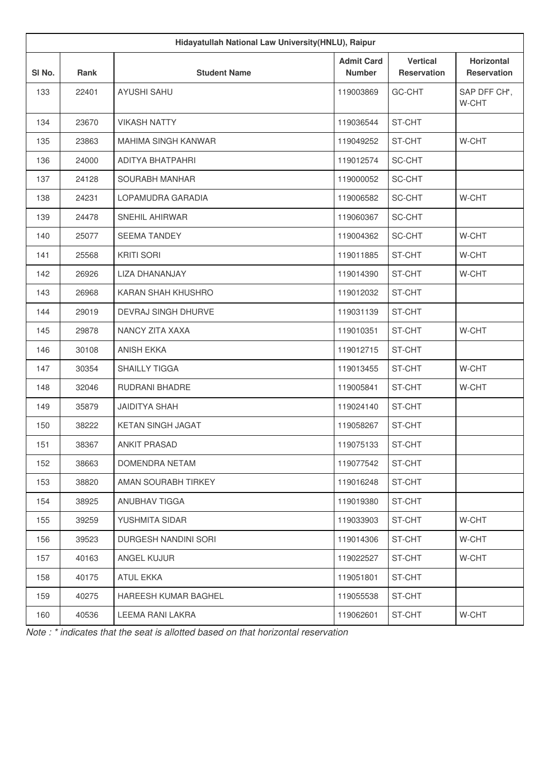| Hidayatullah National Law University(HNLU), Raipur | | | | | |
|---|---|---|---|---|---|
| Sl No. | Rank | Student Name | Admit Card Number | Vertical Reservation | Horizontal Reservation |
| 133 | 22401 | AYUSHI SAHU | 119003869 | GC-CHT | SAP DFF CH*, W-CHT |
| 134 | 23670 | VIKASH NATTY | 119036544 | ST-CHT | |
| 135 | 23863 | MAHIMA SINGH KANWAR | 119049252 | ST-CHT | W-CHT |
| 136 | 24000 | ADITYA BHATPAHRI | 119012574 | SC-CHT | |
| 137 | 24128 | SOURABH MANHAR | 119000052 | SC-CHT | |
| 138 | 24231 | LOPAMUDRA GARADIA | 119006582 | SC-CHT | W-CHT |
| 139 | 24478 | SNEHIL AHIRWAR | 119060367 | SC-CHT | |
| 140 | 25077 | SEEMA TANDEY | 119004362 | SC-CHT | W-CHT |
| 141 | 25568 | KRITI SORI | 119011885 | ST-CHT | W-CHT |
| 142 | 26926 | LIZA DHANANJAY | 119014390 | ST-CHT | W-CHT |
| 143 | 26968 | KARAN SHAH KHUSHRO | 119012032 | ST-CHT | |
| 144 | 29019 | DEVRAJ SINGH DHURVE | 119031139 | ST-CHT | |
| 145 | 29878 | NANCY ZITA XAXA | 119010351 | ST-CHT | W-CHT |
| 146 | 30108 | ANISH EKKA | 119012715 | ST-CHT | |
| 147 | 30354 | SHAILLY TIGGA | 119013455 | ST-CHT | W-CHT |
| 148 | 32046 | RUDRANI BHADRE | 119005841 | ST-CHT | W-CHT |
| 149 | 35879 | JAIDITYA SHAH | 119024140 | ST-CHT | |
| 150 | 38222 | KETAN SINGH JAGAT | 119058267 | ST-CHT | |
| 151 | 38367 | ANKIT PRASAD | 119075133 | ST-CHT | |
| 152 | 38663 | DOMENDRA NETAM | 119077542 | ST-CHT | |
| 153 | 38820 | AMAN SOURABH TIRKEY | 119016248 | ST-CHT | |
| 154 | 38925 | ANUBHAV TIGGA | 119019380 | ST-CHT | |
| 155 | 39259 | YUSHMITA SIDAR | 119033903 | ST-CHT | W-CHT |
| 156 | 39523 | DURGESH NANDINI SORI | 119014306 | ST-CHT | W-CHT |
| 157 | 40163 | ANGEL KUJUR | 119022527 | ST-CHT | W-CHT |
| 158 | 40175 | ATUL EKKA | 119051801 | ST-CHT | |
| 159 | 40275 | HAREESH KUMAR BAGHEL | 119055538 | ST-CHT | |
| 160 | 40536 | LEEMA RANI LAKRA | 119062601 | ST-CHT | W-CHT |

*Note : * indicates that the seat is allotted based on that horizontal reservation*